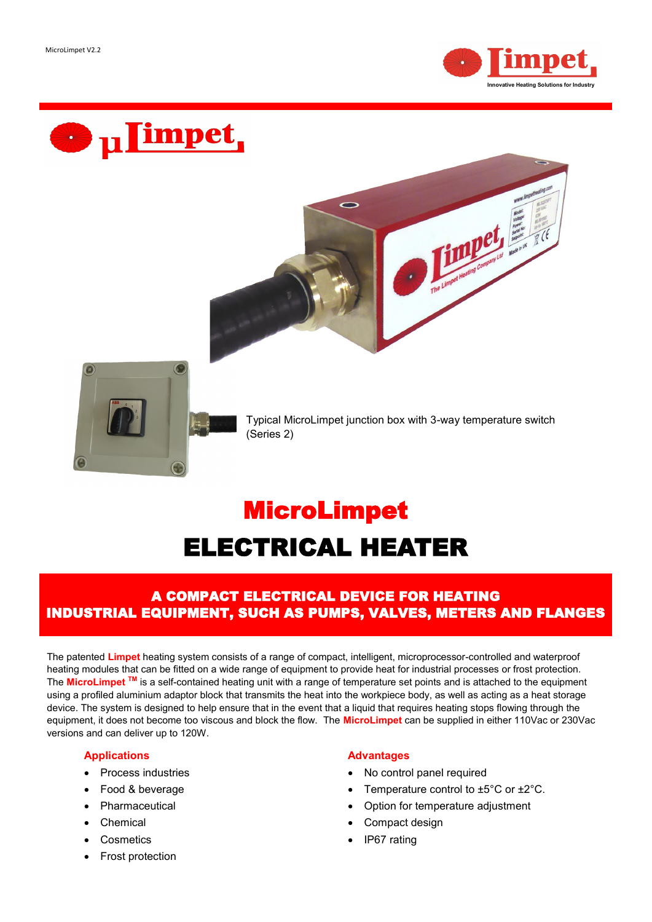MicroLimpet V2.2

Typical MicroLimpet junction box with 3-way temperature switch (Series 2)

# MicroLimpet

# ELECTRICAL HEATER

## A COMPACT ELECTRICAL DEVICE FOR HEATING INDUSTRIAL EQUIPMENT, SUCH AS PUMPS, VALVES, METERS AND FLANGES

The patented **Limpet** heating system consists of a range of compact, intelligent, microprocessor-controlled and waterproof heating modules that can be fitted on a wide range of equipment to provide heat for industrial processes or frost protection. The **MicroLimpet** ™ is a self-contained heating unit with a range of temperature set points and is attached to the equipment using a profiled aluminium adaptor block that transmits the heat into the workpiece body, as well as acting as a heat storage device. The system is designed to help ensure that in the event that a liquid that requires heating stops flowing through the equipment, it does not become too viscous and block the flow. The **MicroLimpet** can be supplied in either 110Vac or 230Vac versions and can deliver up to 120W.

### Applications

- Process industries
- Food & beverage
- Pharmaceutical
- Chemical
- Cosmetics
- Frost protection

### Advantages

- No control panel required
- Temperature control to ±5°C or ±2°C.
- Option for temperature adjustment
- Compact design
- IP67 rating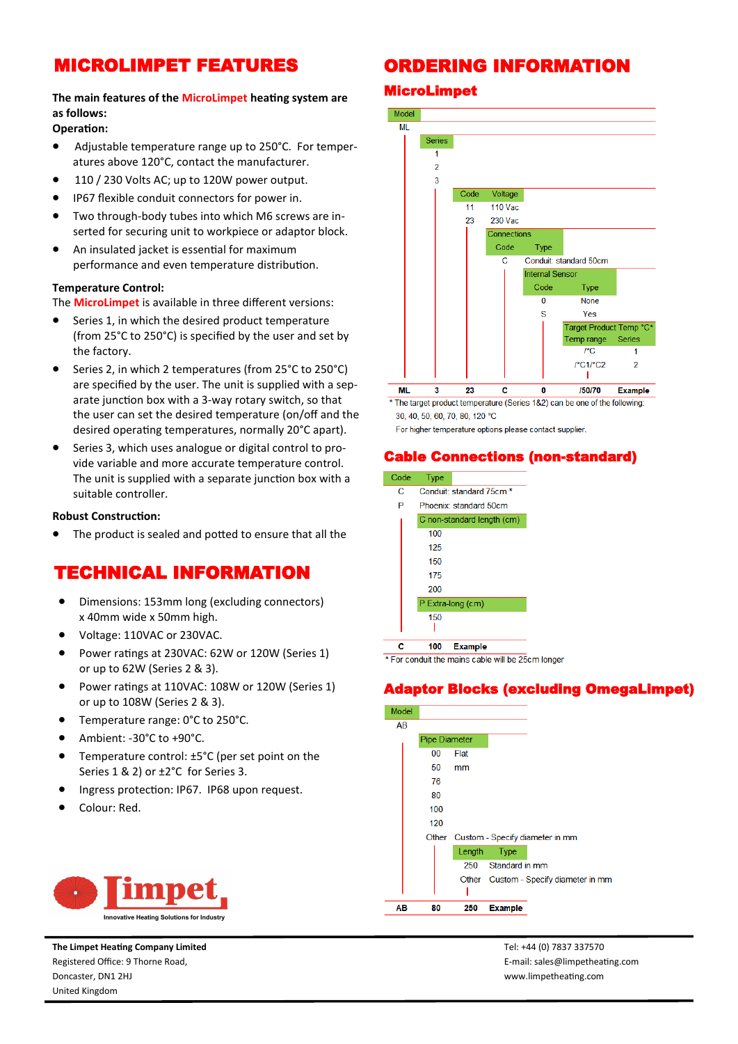# MICROLIMPET FEATURES

**The main features of the MicroLimpet heating system are as follows:**

**Operation:**

- Adjustable temperature range up to 250°C. For temperatures above 120°C, contact the manufacturer.
- 110 / 230 Volts AC; up to 120W power output.
- IP67 flexible conduit connectors for power in.
- Two through-body tubes into which M6 screws are inserted for securing unit to workpiece or adaptor block.
- An insulated jacket is essential for maximum performance and even temperature distribution.

**Temperature Control:**

The **MicroLimpet** is available in three different versions:

- Series 1, in which the desired product temperature (from 25°C to 250°C) is specified by the user and set by the factory.
- Series 2, in which 2 temperatures (from 25°C to 250°C) are specified by the user. The unit is supplied with a separate junction box with a 3-way rotary switch, so that the user can set the desired temperature (on/off and the desired operating temperatures, normally 20°C apart).
- Series 3, which uses analogue or digital control to provide variable and more accurate temperature control. The unit is supplied with a separate junction box with a suitable controller.

**Robust Construction:**

- The product is sealed and potted to ensure that all the

# TECHNICAL INFORMATION

- Dimensions: 153mm long (excluding connectors) x 40mm wide x 50mm high.
- Voltage: 110VAC or 230VAC.
- Power ratings at 230VAC: 62W or 120W (Series 1) or up to 62W (Series 2 & 3).
- Power ratings at 110VAC: 108W or 120W (Series 1) or up to 108W (Series 2 & 3).
- Temperature range: 0°C to 250°C.
- Ambient: -30°C to +90°C.
- Temperature control: ±5°C (per set point on the Series 1 & 2) or ±2°C for Series 3.
- Ingress protection: IP67. IP68 upon request.
- Colour: Red.

Limpet
Innovative Heating Solutions for Industry

# ORDERING INFORMATION

## MicroLimpet

Model
ML

Series
1
2
3

| Code | Voltage |
|---|---|
| 11 | 110 Vac |
| 23 | 230 Vac |

Connections

| Code | Type |
|---|---|
| C | Conduit: standard 50cm |

Internal Sensor

| Code | Type |
|---|---|
| 0 | None |
| S | Yes |

Target Product Temp °C*

| Temp range | Series |
|---|---|
| /°C | 1 |
| /°C1/°C2 | 2 |

| ML | 3 | 23 | C | 0 | /50/70 | Example |
|---|---|---|---|---|---|---|

\* The target product temperature (Series 1&2) can be one of the following: 30, 40, 50, 60, 70, 80, 120 °C

For higher temperature options please contact supplier.

## Cable Connections (non-standard)

| Code | Type |
|---|---|
| C | Conduit: standard 75cm * |
| P | Phoenix: standard 50cm |

C non-standard length (cm)
100
125
150
175
200

P Extra-long (cm)
150

| C | 100 | Example |
|---|---|---|

\* For conduit the mains cable will be 25cm longer

## Adaptor Blocks (excluding OmegaLimpet)

Model
AB

Pipe Diameter

| | |
|---|---|
| 00 | Flat |
| 50 | mm |
| 76 | |
| 80 | |
| 100 | |
| 120 | |
| Other | Custom - Specify diameter in mm |

| Length | Type |
|---|---|
| 250 | Standard in mm |
| Other | Custom - Specify diameter in mm |

| AB | 80 | 250 | Example |
|---|---|---|---|

**The Limpet Heating Company Limited**
Registered Office: 9 Thorne Road,
Doncaster, DN1 2HJ
United Kingdom

Tel: +44 (0) 7837 337570
E-mail: sales@limpetheating.com
www.limpetheating.com